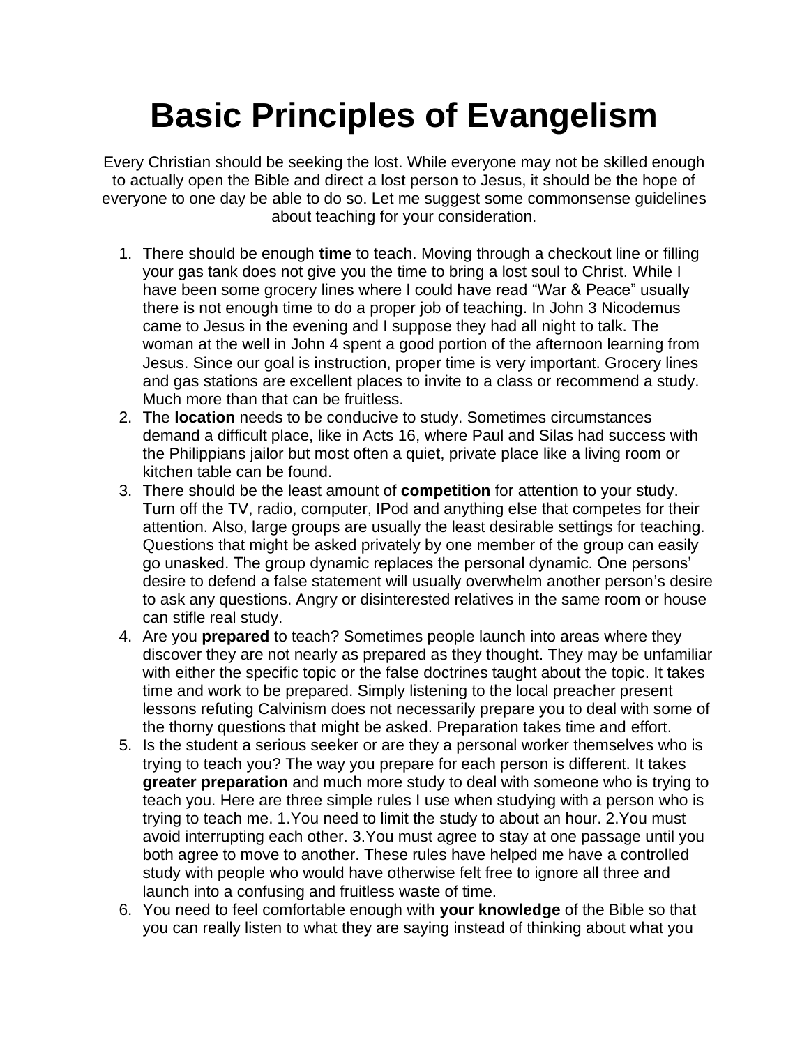# Basic Principles of Evangelism

Every Christian should be seeking the lost. While everyone may not be skilled enough to actually open the Bible and direct a lost person to Jesus, it should be the hope of everyone to one day be able to do so. Let me suggest some commonsense guidelines about teaching for your consideration.

1. There should be enough **time** to teach. Moving through a checkout line or filling your gas tank does not give you the time to bring a lost soul to Christ. While I have been some grocery lines where I could have read "War & Peace" usually there is not enough time to do a proper job of teaching. In John 3 Nicodemus came to Jesus in the evening and I suppose they had all night to talk. The woman at the well in John 4 spent a good portion of the afternoon learning from Jesus. Since our goal is instruction, proper time is very important. Grocery lines and gas stations are excellent places to invite to a class or recommend a study. Much more than that can be fruitless.
2. The **location** needs to be conducive to study. Sometimes circumstances demand a difficult place, like in Acts 16, where Paul and Silas had success with the Philippians jailor but most often a quiet, private place like a living room or kitchen table can be found.
3. There should be the least amount of **competition** for attention to your study. Turn off the TV, radio, computer, IPod and anything else that competes for their attention. Also, large groups are usually the least desirable settings for teaching. Questions that might be asked privately by one member of the group can easily go unasked. The group dynamic replaces the personal dynamic. One persons' desire to defend a false statement will usually overwhelm another person's desire to ask any questions. Angry or disinterested relatives in the same room or house can stifle real study.
4. Are you **prepared** to teach? Sometimes people launch into areas where they discover they are not nearly as prepared as they thought. They may be unfamiliar with either the specific topic or the false doctrines taught about the topic. It takes time and work to be prepared. Simply listening to the local preacher present lessons refuting Calvinism does not necessarily prepare you to deal with some of the thorny questions that might be asked. Preparation takes time and effort.
5. Is the student a serious seeker or are they a personal worker themselves who is trying to teach you? The way you prepare for each person is different. It takes **greater preparation** and much more study to deal with someone who is trying to teach you. Here are three simple rules I use when studying with a person who is trying to teach me. 1.You need to limit the study to about an hour. 2.You must avoid interrupting each other. 3.You must agree to stay at one passage until you both agree to move to another. These rules have helped me have a controlled study with people who would have otherwise felt free to ignore all three and launch into a confusing and fruitless waste of time.
6. You need to feel comfortable enough with **your knowledge** of the Bible so that you can really listen to what they are saying instead of thinking about what you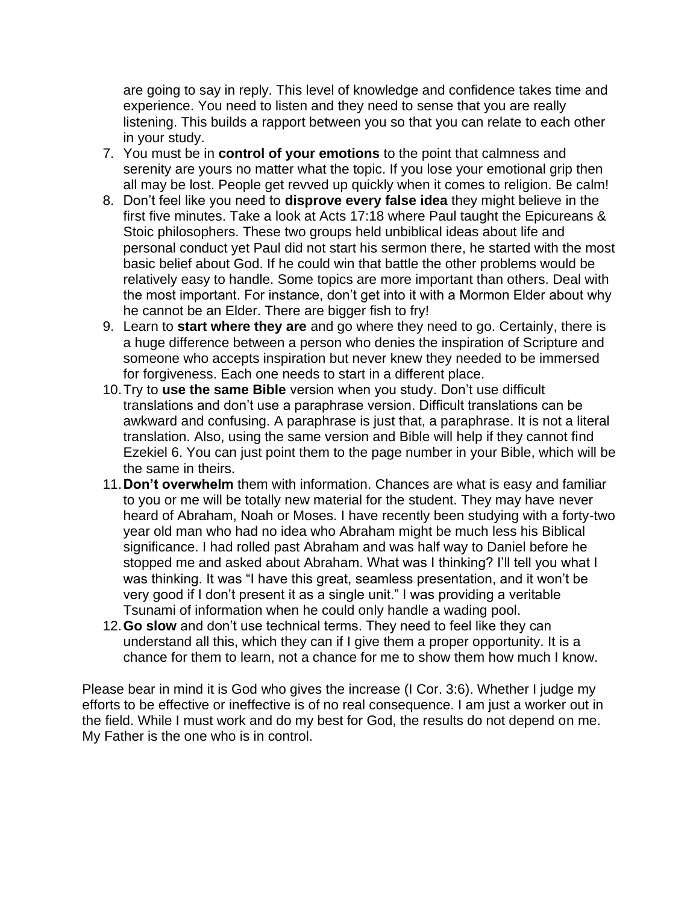are going to say in reply. This level of knowledge and confidence takes time and experience. You need to listen and they need to sense that you are really listening. This builds a rapport between you so that you can relate to each other in your study.

7. You must be in **control of your emotions** to the point that calmness and serenity are yours no matter what the topic. If you lose your emotional grip then all may be lost. People get revved up quickly when it comes to religion. Be calm!
8. Don't feel like you need to **disprove every false idea** they might believe in the first five minutes. Take a look at Acts 17:18 where Paul taught the Epicureans & Stoic philosophers. These two groups held unbiblical ideas about life and personal conduct yet Paul did not start his sermon there, he started with the most basic belief about God. If he could win that battle the other problems would be relatively easy to handle. Some topics are more important than others. Deal with the most important. For instance, don't get into it with a Mormon Elder about why he cannot be an Elder. There are bigger fish to fry!
9. Learn to **start where they are** and go where they need to go. Certainly, there is a huge difference between a person who denies the inspiration of Scripture and someone who accepts inspiration but never knew they needed to be immersed for forgiveness. Each one needs to start in a different place.
10. Try to **use the same Bible** version when you study. Don't use difficult translations and don't use a paraphrase version. Difficult translations can be awkward and confusing. A paraphrase is just that, a paraphrase. It is not a literal translation. Also, using the same version and Bible will help if they cannot find Ezekiel 6. You can just point them to the page number in your Bible, which will be the same in theirs.
11. **Don't overwhelm** them with information. Chances are what is easy and familiar to you or me will be totally new material for the student. They may have never heard of Abraham, Noah or Moses. I have recently been studying with a forty-two year old man who had no idea who Abraham might be much less his Biblical significance. I had rolled past Abraham and was half way to Daniel before he stopped me and asked about Abraham. What was I thinking? I'll tell you what I was thinking. It was "I have this great, seamless presentation, and it won't be very good if I don't present it as a single unit." I was providing a veritable Tsunami of information when he could only handle a wading pool.
12. **Go slow** and don't use technical terms. They need to feel like they can understand all this, which they can if I give them a proper opportunity. It is a chance for them to learn, not a chance for me to show them how much I know.

Please bear in mind it is God who gives the increase (I Cor. 3:6). Whether I judge my efforts to be effective or ineffective is of no real consequence. I am just a worker out in the field. While I must work and do my best for God, the results do not depend on me. My Father is the one who is in control.